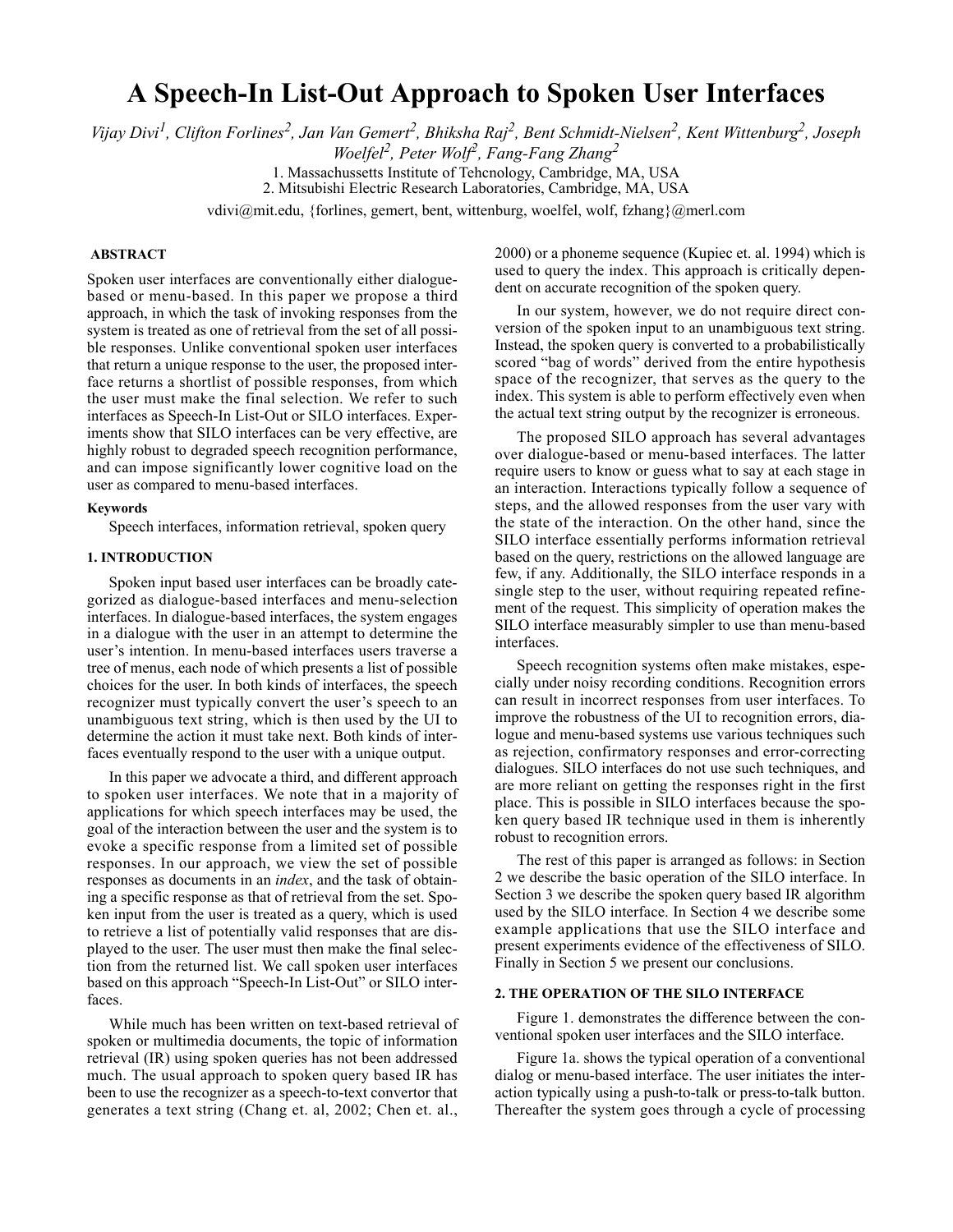# A Speech-In List-Out Approach to Spoken User Interfaces

*Vijay Divi[1], Clifton Forlines[2], Jan Van Gemert[2], Bhiksha Raj[2], Bent Schmidt-Nielsen[2], Kent Wittenburg[2], Joseph Woelfel[2], Peter Wolf[2], Fang-Fang Zhang[2]*

1. Massachussetts Institute of Tehcnology, Cambridge, MA, USA
2. Mitsubishi Electric Research Laboratories, Cambridge, MA, USA

vdivi@mit.edu, {forlines, gemert, bent, wittenburg, woelfel, wolf, fzhang}@merl.com

### ABSTRACT

Spoken user interfaces are conventionally either dialogue-based or menu-based. In this paper we propose a third approach, in which the task of invoking responses from the system is treated as one of retrieval from the set of all possible responses. Unlike conventional spoken user interfaces that return a unique response to the user, the proposed interface returns a shortlist of possible responses, from which the user must make the final selection. We refer to such interfaces as Speech-In List-Out or SILO interfaces. Experiments show that SILO interfaces can be very effective, are highly robust to degraded speech recognition performance, and can impose significantly lower cognitive load on the user as compared to menu-based interfaces.

#### Keywords

Speech interfaces, information retrieval, spoken query

### 1. INTRODUCTION

Spoken input based user interfaces can be broadly categorized as dialogue-based interfaces and menu-selection interfaces. In dialogue-based interfaces, the system engages in a dialogue with the user in an attempt to determine the user's intention. In menu-based interfaces users traverse a tree of menus, each node of which presents a list of possible choices for the user. In both kinds of interfaces, the speech recognizer must typically convert the user's speech to an unambiguous text string, which is then used by the UI to determine the action it must take next. Both kinds of interfaces eventually respond to the user with a unique output.

In this paper we advocate a third, and different approach to spoken user interfaces. We note that in a majority of applications for which speech interfaces may be used, the goal of the interaction between the user and the system is to evoke a specific response from a limited set of possible responses. In our approach, we view the set of possible responses as documents in an *index*, and the task of obtaining a specific response as that of retrieval from the set. Spoken input from the user is treated as a query, which is used to retrieve a list of potentially valid responses that are displayed to the user. The user must then make the final selection from the returned list. We call spoken user interfaces based on this approach "Speech-In List-Out" or SILO interfaces.

While much has been written on text-based retrieval of spoken or multimedia documents, the topic of information retrieval (IR) using spoken queries has not been addressed much. The usual approach to spoken query based IR has been to use the recognizer as a speech-to-text convertor that generates a text string (Chang et. al, 2002; Chen et. al., 2000) or a phoneme sequence (Kupiec et. al. 1994) which is used to query the index. This approach is critically dependent on accurate recognition of the spoken query.

In our system, however, we do not require direct conversion of the spoken input to an unambiguous text string. Instead, the spoken query is converted to a probabilistically scored "bag of words" derived from the entire hypothesis space of the recognizer, that serves as the query to the index. This system is able to perform effectively even when the actual text string output by the recognizer is erroneous.

The proposed SILO approach has several advantages over dialogue-based or menu-based interfaces. The latter require users to know or guess what to say at each stage in an interaction. Interactions typically follow a sequence of steps, and the allowed responses from the user vary with the state of the interaction. On the other hand, since the SILO interface essentially performs information retrieval based on the query, restrictions on the allowed language are few, if any. Additionally, the SILO interface responds in a single step to the user, without requiring repeated refinement of the request. This simplicity of operation makes the SILO interface measurably simpler to use than menu-based interfaces.

Speech recognition systems often make mistakes, especially under noisy recording conditions. Recognition errors can result in incorrect responses from user interfaces. To improve the robustness of the UI to recognition errors, dialogue and menu-based systems use various techniques such as rejection, confirmatory responses and error-correcting dialogues. SILO interfaces do not use such techniques, and are more reliant on getting the responses right in the first place. This is possible in SILO interfaces because the spoken query based IR technique used in them is inherently robust to recognition errors.

The rest of this paper is arranged as follows: in Section 2 we describe the basic operation of the SILO interface. In Section 3 we describe the spoken query based IR algorithm used by the SILO interface. In Section 4 we describe some example applications that use the SILO interface and present experiments evidence of the effectiveness of SILO. Finally in Section 5 we present our conclusions.

### 2. THE OPERATION OF THE SILO INTERFACE

Figure 1. demonstrates the difference between the conventional spoken user interfaces and the SILO interface.

Figure 1a. shows the typical operation of a conventional dialog or menu-based interface. The user initiates the interaction typically using a push-to-talk or press-to-talk button. Thereafter the system goes through a cycle of processing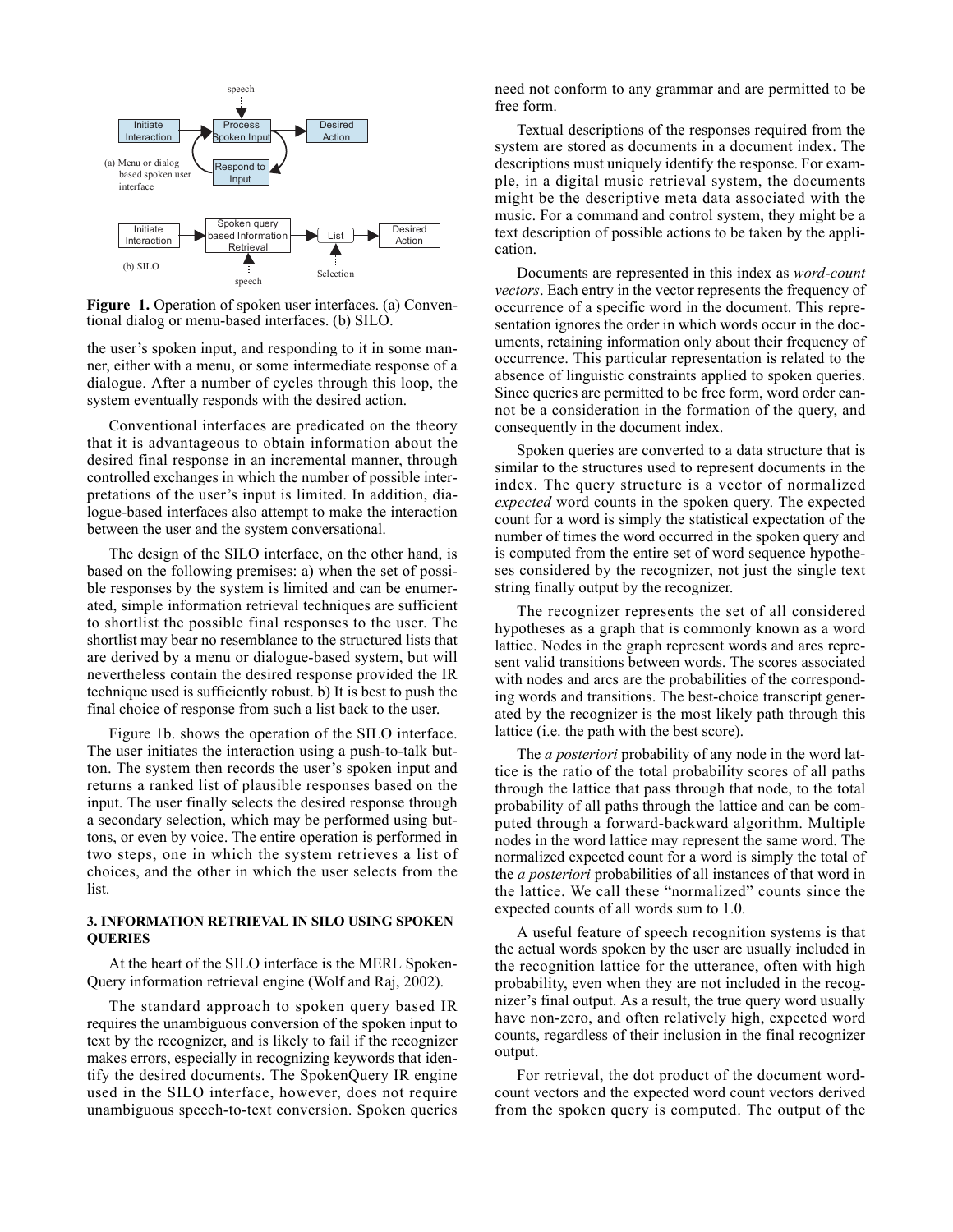**Figure 1.** Operation of spoken user interfaces. (a) Conventional dialog or menu-based interfaces. (b) SILO.

the user's spoken input, and responding to it in some manner, either with a menu, or some intermediate response of a dialogue. After a number of cycles through this loop, the system eventually responds with the desired action.

Conventional interfaces are predicated on the theory that it is advantageous to obtain information about the desired final response in an incremental manner, through controlled exchanges in which the number of possible interpretations of the user's input is limited. In addition, dialogue-based interfaces also attempt to make the interaction between the user and the system conversational.

The design of the SILO interface, on the other hand, is based on the following premises: a) when the set of possible responses by the system is limited and can be enumerated, simple information retrieval techniques are sufficient to shortlist the possible final responses to the user. The shortlist may bear no resemblance to the structured lists that are derived by a menu or dialogue-based system, but will nevertheless contain the desired response provided the IR technique used is sufficiently robust. b) It is best to push the final choice of response from such a list back to the user.

Figure 1b. shows the operation of the SILO interface. The user initiates the interaction using a push-to-talk button. The system then records the user's spoken input and returns a ranked list of plausible responses based on the input. The user finally selects the desired response through a secondary selection, which may be performed using buttons, or even by voice. The entire operation is performed in two steps, one in which the system retrieves a list of choices, and the other in which the user selects from the list.

## 3. INFORMATION RETRIEVAL IN SILO USING SPOKEN QUERIES

At the heart of the SILO interface is the MERL SpokenQuery information retrieval engine (Wolf and Raj, 2002).

The standard approach to spoken query based IR requires the unambiguous conversion of the spoken input to text by the recognizer, and is likely to fail if the recognizer makes errors, especially in recognizing keywords that identify the desired documents. The SpokenQuery IR engine used in the SILO interface, however, does not require unambiguous speech-to-text conversion. Spoken queries need not conform to any grammar and are permitted to be free form.

Textual descriptions of the responses required from the system are stored as documents in a document index. The descriptions must uniquely identify the response. For example, in a digital music retrieval system, the documents might be the descriptive meta data associated with the music. For a command and control system, they might be a text description of possible actions to be taken by the application.

Documents are represented in this index as *word-count vectors*. Each entry in the vector represents the frequency of occurrence of a specific word in the document. This representation ignores the order in which words occur in the documents, retaining information only about their frequency of occurrence. This particular representation is related to the absence of linguistic constraints applied to spoken queries. Since queries are permitted to be free form, word order cannot be a consideration in the formation of the query, and consequently in the document index.

Spoken queries are converted to a data structure that is similar to the structures used to represent documents in the index. The query structure is a vector of normalized *expected* word counts in the spoken query. The expected count for a word is simply the statistical expectation of the number of times the word occurred in the spoken query and is computed from the entire set of word sequence hypotheses considered by the recognizer, not just the single text string finally output by the recognizer.

The recognizer represents the set of all considered hypotheses as a graph that is commonly known as a word lattice. Nodes in the graph represent words and arcs represent valid transitions between words. The scores associated with nodes and arcs are the probabilities of the corresponding words and transitions. The best-choice transcript generated by the recognizer is the most likely path through this lattice (i.e. the path with the best score).

The *a posteriori* probability of any node in the word lattice is the ratio of the total probability scores of all paths through the lattice that pass through that node, to the total probability of all paths through the lattice and can be computed through a forward-backward algorithm. Multiple nodes in the word lattice may represent the same word. The normalized expected count for a word is simply the total of the *a posteriori* probabilities of all instances of that word in the lattice. We call these "normalized" counts since the expected counts of all words sum to 1.0.

A useful feature of speech recognition systems is that the actual words spoken by the user are usually included in the recognition lattice for the utterance, often with high probability, even when they are not included in the recognizer's final output. As a result, the true query word usually have non-zero, and often relatively high, expected word counts, regardless of their inclusion in the final recognizer output.

For retrieval, the dot product of the document word-count vectors and the expected word count vectors derived from the spoken query is computed. The output of the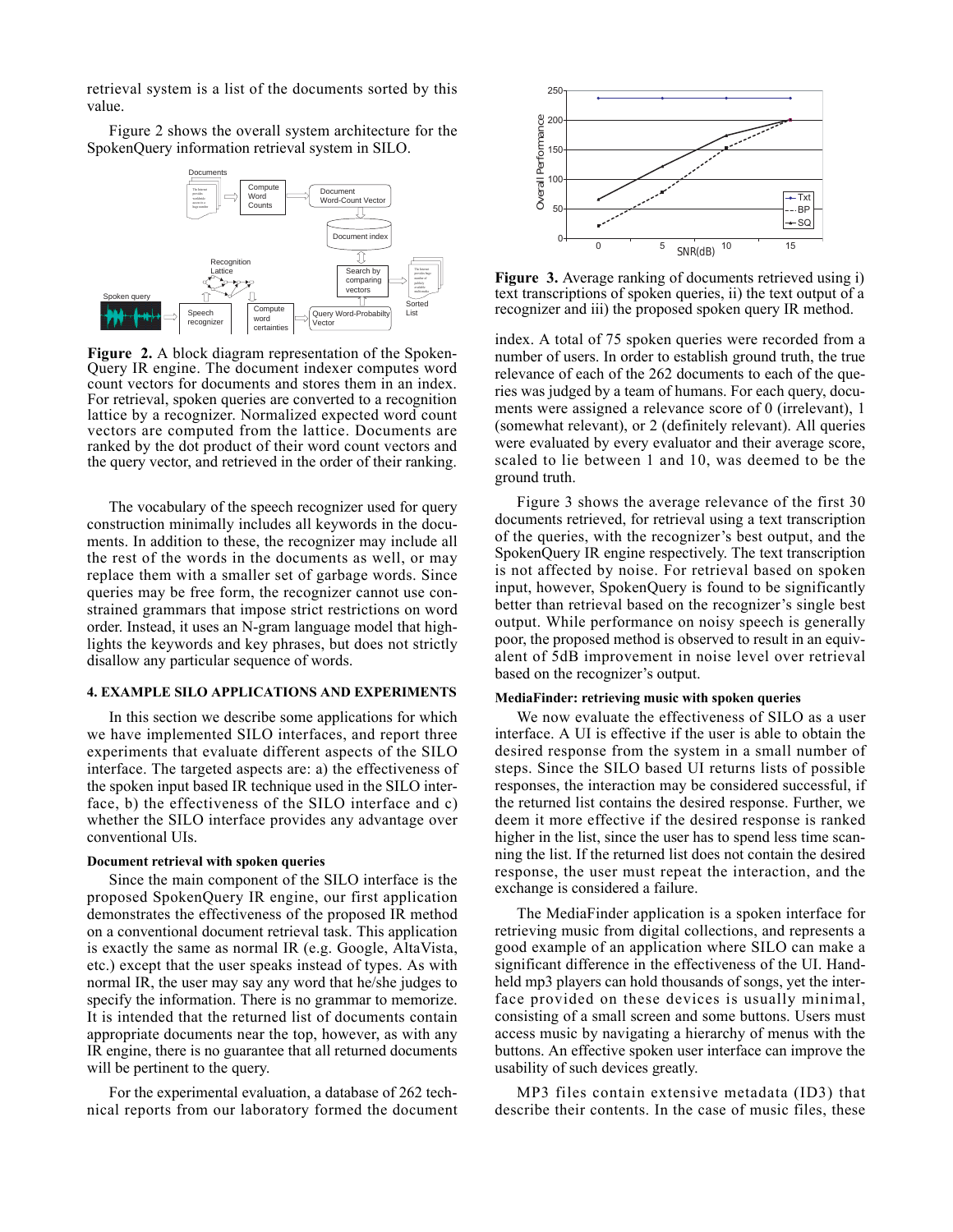retrieval system is a list of the documents sorted by this value.

Figure 2 shows the overall system architecture for the SpokenQuery information retrieval system in SILO.

**Figure 2.** A block diagram representation of the SpokenQuery IR engine. The document indexer computes word count vectors for documents and stores them in an index. For retrieval, spoken queries are converted to a recognition lattice by a recognizer. Normalized expected word count vectors are computed from the lattice. Documents are ranked by the dot product of their word count vectors and the query vector, and retrieved in the order of their ranking.

The vocabulary of the speech recognizer used for query construction minimally includes all keywords in the documents. In addition to these, the recognizer may include all the rest of the words in the documents as well, or may replace them with a smaller set of garbage words. Since queries may be free form, the recognizer cannot use constrained grammars that impose strict restrictions on word order. Instead, it uses an N-gram language model that highlights the keywords and key phrases, but does not strictly disallow any particular sequence of words.

## 4. EXAMPLE SILO APPLICATIONS AND EXPERIMENTS

In this section we describe some applications for which we have implemented SILO interfaces, and report three experiments that evaluate different aspects of the SILO interface. The targeted aspects are: a) the effectiveness of the spoken input based IR technique used in the SILO interface, b) the effectiveness of the SILO interface and c) whether the SILO interface provides any advantage over conventional UIs.

### Document retrieval with spoken queries

Since the main component of the SILO interface is the proposed SpokenQuery IR engine, our first application demonstrates the effectiveness of the proposed IR method on a conventional document retrieval task. This application is exactly the same as normal IR (e.g. Google, AltaVista, etc.) except that the user speaks instead of types. As with normal IR, the user may say any word that he/she judges to specify the information. There is no grammar to memorize. It is intended that the returned list of documents contain appropriate documents near the top, however, as with any IR engine, there is no guarantee that all returned documents will be pertinent to the query.

For the experimental evaluation, a database of 262 technical reports from our laboratory formed the document index. A total of 75 spoken queries were recorded from a number of users. In order to establish ground truth, the true relevance of each of the 262 documents to each of the queries was judged by a team of humans. For each query, documents were assigned a relevance score of 0 (irrelevant), 1 (somewhat relevant), or 2 (definitely relevant). All queries were evaluated by every evaluator and their average score, scaled to lie between 1 and 10, was deemed to be the ground truth.

**Figure 3.** Average ranking of documents retrieved using i) text transcriptions of spoken queries, ii) the text output of a recognizer and iii) the proposed spoken query IR method.

Figure 3 shows the average relevance of the first 30 documents retrieved, for retrieval using a text transcription of the queries, with the recognizer's best output, and the SpokenQuery IR engine respectively. The text transcription is not affected by noise. For retrieval based on spoken input, however, SpokenQuery is found to be significantly better than retrieval based on the recognizer's single best output. While performance on noisy speech is generally poor, the proposed method is observed to result in an equivalent of 5dB improvement in noise level over retrieval based on the recognizer's output.

### MediaFinder: retrieving music with spoken queries

We now evaluate the effectiveness of SILO as a user interface. A UI is effective if the user is able to obtain the desired response from the system in a small number of steps. Since the SILO based UI returns lists of possible responses, the interaction may be considered successful, if the returned list contains the desired response. Further, we deem it more effective if the desired response is ranked higher in the list, since the user has to spend less time scanning the list. If the returned list does not contain the desired response, the user must repeat the interaction, and the exchange is considered a failure.

The MediaFinder application is a spoken interface for retrieving music from digital collections, and represents a good example of an application where SILO can make a significant difference in the effectiveness of the UI. Handheld mp3 players can hold thousands of songs, yet the interface provided on these devices is usually minimal, consisting of a small screen and some buttons. Users must access music by navigating a hierarchy of menus with the buttons. An effective spoken user interface can improve the usability of such devices greatly.

MP3 files contain extensive metadata (ID3) that describe their contents. In the case of music files, these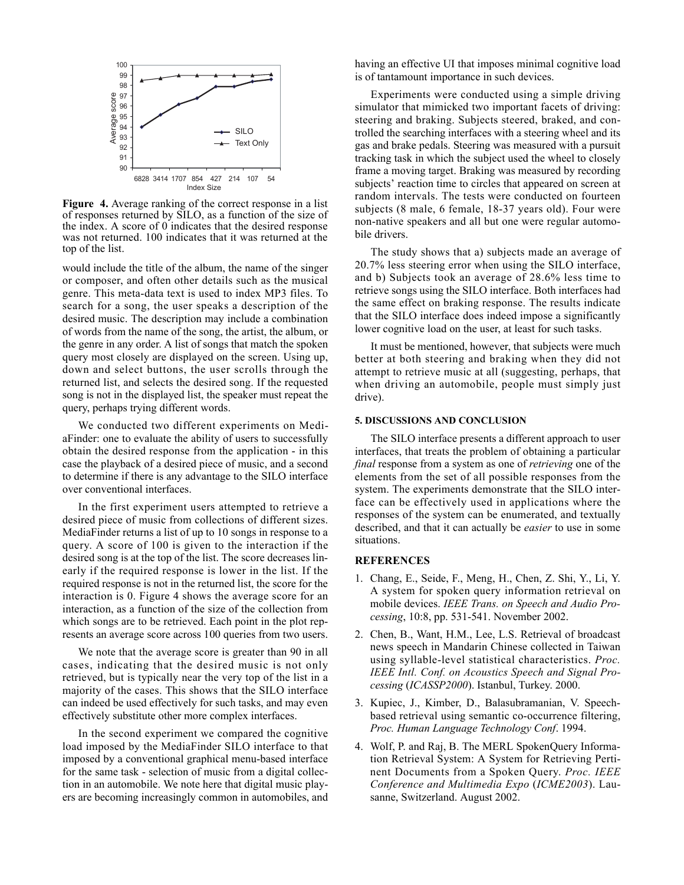100
99
98
97
96
95
94
93
92
91
90

Average score

6828 3414 1707 854 427 214 107 54

Index Size

SILO

Text Only

**Figure 4.** Average ranking of the correct response in a list of responses returned by SILO, as a function of the size of the index. A score of 0 indicates that the desired response was not returned. 100 indicates that it was returned at the top of the list.

would include the title of the album, the name of the singer or composer, and often other details such as the musical genre. This meta-data text is used to index MP3 files. To search for a song, the user speaks a description of the desired music. The description may include a combination of words from the name of the song, the artist, the album, or the genre in any order. A list of songs that match the spoken query most closely are displayed on the screen. Using up, down and select buttons, the user scrolls through the returned list, and selects the desired song. If the requested song is not in the displayed list, the speaker must repeat the query, perhaps trying different words.

We conducted two different experiments on MediaFinder: one to evaluate the ability of users to successfully obtain the desired response from the application - in this case the playback of a desired piece of music, and a second to determine if there is any advantage to the SILO interface over conventional interfaces.

In the first experiment users attempted to retrieve a desired piece of music from collections of different sizes. MediaFinder returns a list of up to 10 songs in response to a query. A score of 100 is given to the interaction if the desired song is at the top of the list. The score decreases linearly if the required response is lower in the list. If the required response is not in the returned list, the score for the interaction is 0. Figure 4 shows the average score for an interaction, as a function of the size of the collection from which songs are to be retrieved. Each point in the plot represents an average score across 100 queries from two users.

We note that the average score is greater than 90 in all cases, indicating that the desired music is not only retrieved, but is typically near the very top of the list in a majority of the cases. This shows that the SILO interface can indeed be used effectively for such tasks, and may even effectively substitute other more complex interfaces.

In the second experiment we compared the cognitive load imposed by the MediaFinder SILO interface to that imposed by a conventional graphical menu-based interface for the same task - selection of music from a digital collection in an automobile. We note here that digital music players are becoming increasingly common in automobiles, and having an effective UI that imposes minimal cognitive load is of tantamount importance in such devices.

Experiments were conducted using a simple driving simulator that mimicked two important facets of driving: steering and braking. Subjects steered, braked, and controlled the searching interfaces with a steering wheel and its gas and brake pedals. Steering was measured with a pursuit tracking task in which the subject used the wheel to closely frame a moving target. Braking was measured by recording subjects' reaction time to circles that appeared on screen at random intervals. The tests were conducted on fourteen subjects (8 male, 6 female, 18-37 years old). Four were non-native speakers and all but one were regular automobile drivers.

The study shows that a) subjects made an average of 20.7% less steering error when using the SILO interface, and b) Subjects took an average of 28.6% less time to retrieve songs using the SILO interface. Both interfaces had the same effect on braking response. The results indicate that the SILO interface does indeed impose a significantly lower cognitive load on the user, at least for such tasks.

It must be mentioned, however, that subjects were much better at both steering and braking when they did not attempt to retrieve music at all (suggesting, perhaps, that when driving an automobile, people must simply just drive).

#### 5. DISCUSSIONS AND CONCLUSION

The SILO interface presents a different approach to user interfaces, that treats the problem of obtaining a particular *final* response from a system as one of *retrieving* one of the elements from the set of all possible responses from the system. The experiments demonstrate that the SILO interface can be effectively used in applications where the responses of the system can be enumerated, and textually described, and that it can actually be *easier* to use in some situations.

### REFERENCES

1. Chang, E., Seide, F., Meng, H., Chen, Z. Shi, Y., Li, Y. A system for spoken query information retrieval on mobile devices. *IEEE Trans. on Speech and Audio Processing*, 10:8, pp. 531-541. November 2002.
2. Chen, B., Want, H.M., Lee, L.S. Retrieval of broadcast news speech in Mandarin Chinese collected in Taiwan using syllable-level statistical characteristics. *Proc. IEEE Intl. Conf. on Acoustics Speech and Signal Processing* (*ICASSP2000*). Istanbul, Turkey. 2000.
3. Kupiec, J., Kimber, D., Balasubramanian, V. Speech-based retrieval using semantic co-occurrence filtering, *Proc. Human Language Technology Conf*. 1994.
4. Wolf, P. and Raj, B. The MERL SpokenQuery Information Retrieval System: A System for Retrieving Pertinent Documents from a Spoken Query. *Proc. IEEE Conference and Multimedia Expo* (*ICME2003*). Lausanne, Switzerland. August 2002.